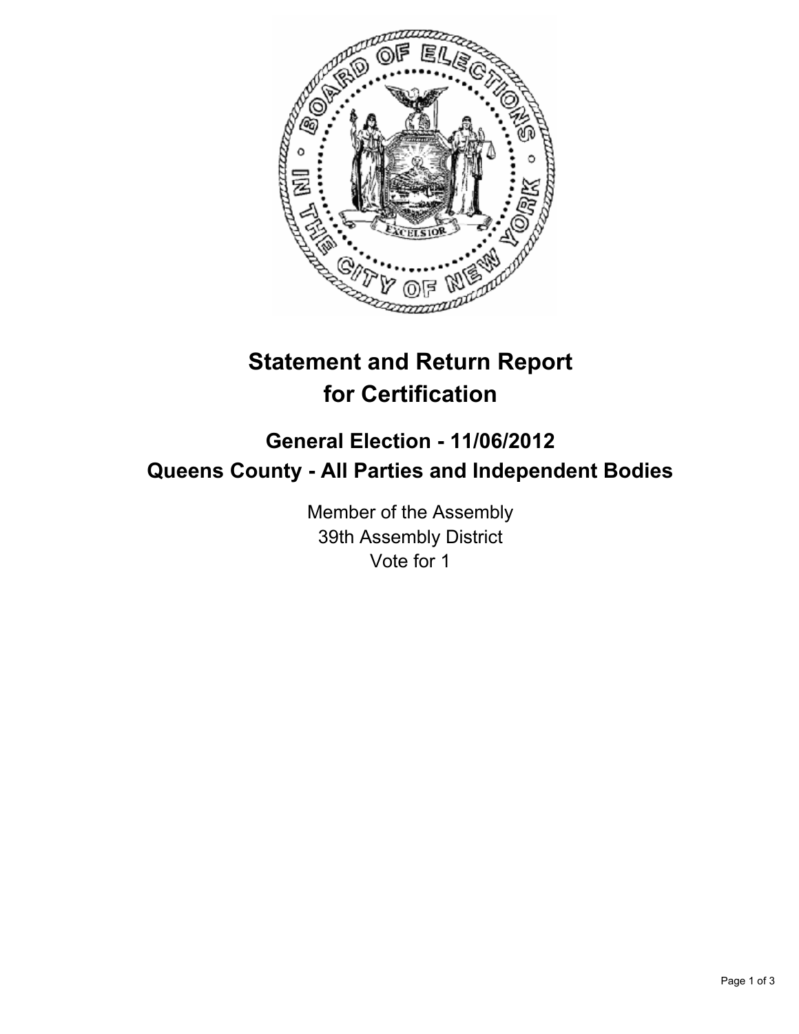# Statement and Return Report for Certification

## General Election - 11/06/2012
## Queens County - All Parties and Independent Bodies

Member of the Assembly
39th Assembly District
Vote for 1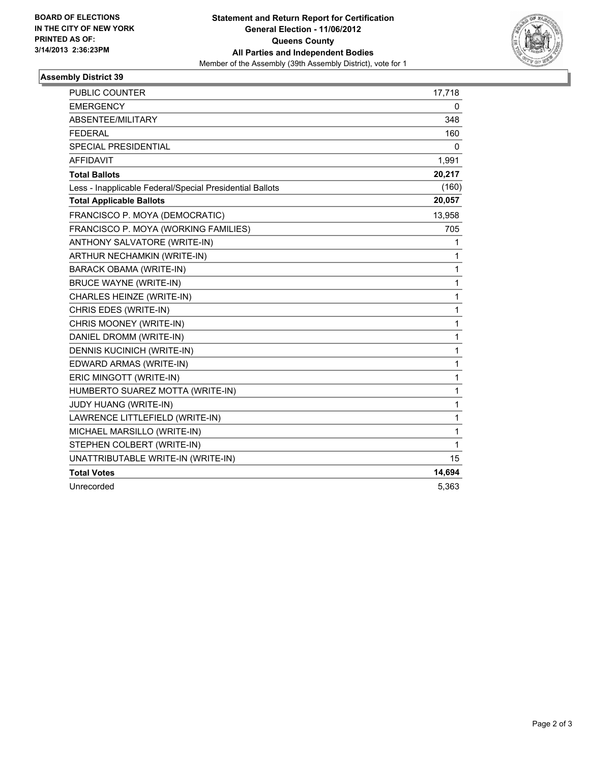**BOARD OF ELECTIONS IN THE CITY OF NEW YORK PRINTED AS OF: 3/14/2013 2:36:23PM**

**Statement and Return Report for Certification**
**General Election - 11/06/2012**
**Queens County**
**All Parties and Independent Bodies**
Member of the Assembly (39th Assembly District), vote for 1

## Assembly District 39

| | |
|---|---|
| PUBLIC COUNTER | 17,718 |
| EMERGENCY | 0 |
| ABSENTEE/MILITARY | 348 |
| FEDERAL | 160 |
| SPECIAL PRESIDENTIAL | 0 |
| AFFIDAVIT | 1,991 |
| **Total Ballots** | **20,217** |
| Less - Inapplicable Federal/Special Presidential Ballots | (160) |
| **Total Applicable Ballots** | **20,057** |
| FRANCISCO P. MOYA (DEMOCRATIC) | 13,958 |
| FRANCISCO P. MOYA (WORKING FAMILIES) | 705 |
| ANTHONY SALVATORE (WRITE-IN) | 1 |
| ARTHUR NECHAMKIN (WRITE-IN) | 1 |
| BARACK OBAMA (WRITE-IN) | 1 |
| BRUCE WAYNE (WRITE-IN) | 1 |
| CHARLES HEINZE (WRITE-IN) | 1 |
| CHRIS EDES (WRITE-IN) | 1 |
| CHRIS MOONEY (WRITE-IN) | 1 |
| DANIEL DROMM (WRITE-IN) | 1 |
| DENNIS KUCINICH (WRITE-IN) | 1 |
| EDWARD ARMAS (WRITE-IN) | 1 |
| ERIC MINGOTT (WRITE-IN) | 1 |
| HUMBERTO SUAREZ MOTTA (WRITE-IN) | 1 |
| JUDY HUANG (WRITE-IN) | 1 |
| LAWRENCE LITTLEFIELD (WRITE-IN) | 1 |
| MICHAEL MARSILLO (WRITE-IN) | 1 |
| STEPHEN COLBERT (WRITE-IN) | 1 |
| UNATTRIBUTABLE WRITE-IN (WRITE-IN) | 15 |
| **Total Votes** | **14,694** |
| Unrecorded | 5,363 |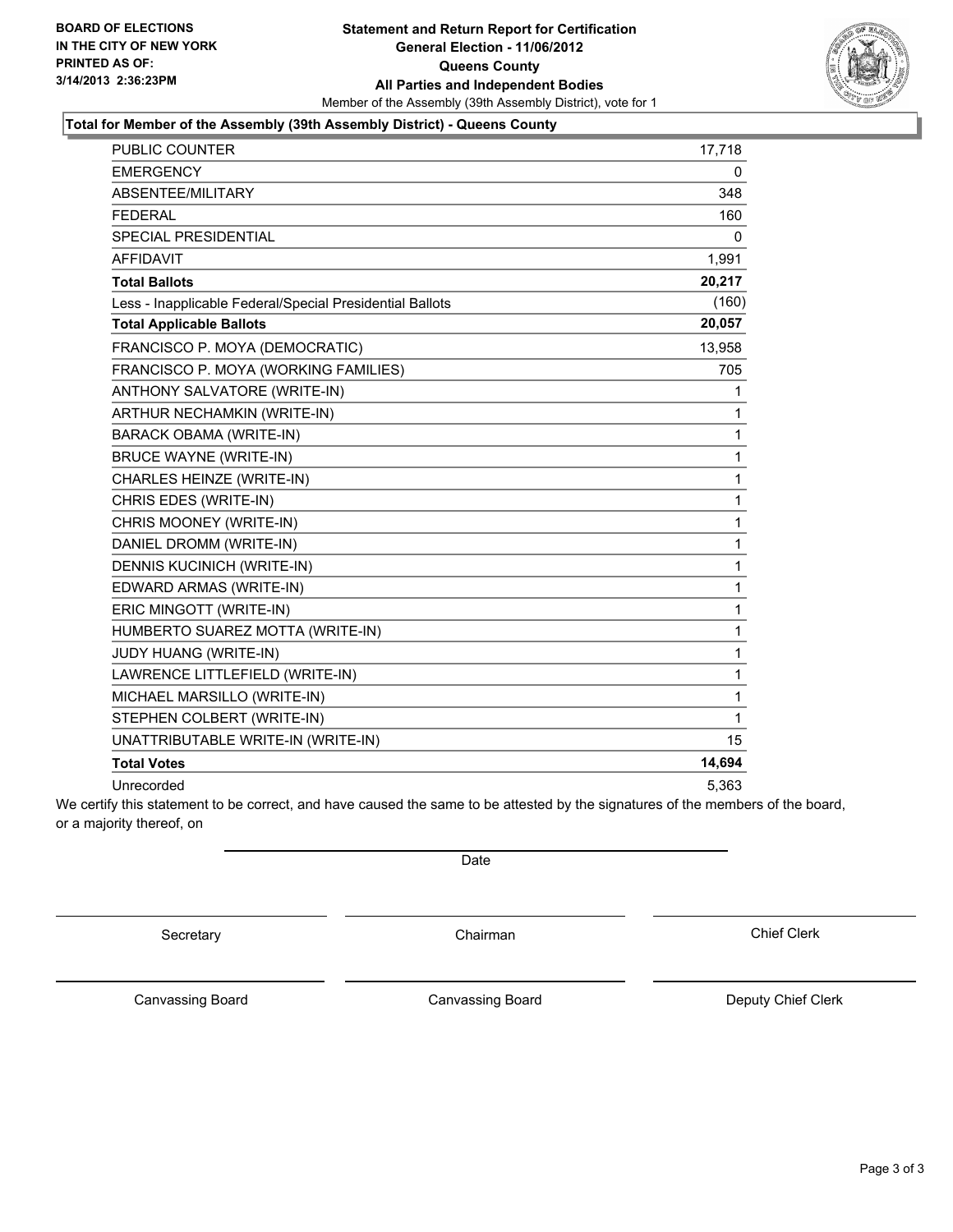**BOARD OF ELECTIONS IN THE CITY OF NEW YORK PRINTED AS OF: 3/14/2013 2:36:23PM**

**Statement and Return Report for Certification**
**General Election - 11/06/2012**
**Queens County**
**All Parties and Independent Bodies**
Member of the Assembly (39th Assembly District), vote for 1

**Total for Member of the Assembly (39th Assembly District) - Queens County**

| | |
|---|---|
| PUBLIC COUNTER | 17,718 |
| EMERGENCY | 0 |
| ABSENTEE/MILITARY | 348 |
| FEDERAL | 160 |
| SPECIAL PRESIDENTIAL | 0 |
| AFFIDAVIT | 1,991 |
| **Total Ballots** | **20,217** |
| Less - Inapplicable Federal/Special Presidential Ballots | (160) |
| **Total Applicable Ballots** | **20,057** |
| FRANCISCO P. MOYA (DEMOCRATIC) | 13,958 |
| FRANCISCO P. MOYA (WORKING FAMILIES) | 705 |
| ANTHONY SALVATORE (WRITE-IN) | 1 |
| ARTHUR NECHAMKIN (WRITE-IN) | 1 |
| BARACK OBAMA (WRITE-IN) | 1 |
| BRUCE WAYNE (WRITE-IN) | 1 |
| CHARLES HEINZE (WRITE-IN) | 1 |
| CHRIS EDES (WRITE-IN) | 1 |
| CHRIS MOONEY (WRITE-IN) | 1 |
| DANIEL DROMM (WRITE-IN) | 1 |
| DENNIS KUCINICH (WRITE-IN) | 1 |
| EDWARD ARMAS (WRITE-IN) | 1 |
| ERIC MINGOTT (WRITE-IN) | 1 |
| HUMBERTO SUAREZ MOTTA (WRITE-IN) | 1 |
| JUDY HUANG (WRITE-IN) | 1 |
| LAWRENCE LITTLEFIELD (WRITE-IN) | 1 |
| MICHAEL MARSILLO (WRITE-IN) | 1 |
| STEPHEN COLBERT (WRITE-IN) | 1 |
| UNATTRIBUTABLE WRITE-IN (WRITE-IN) | 15 |
| **Total Votes** | **14,694** |
| Unrecorded | 5,363 |

We certify this statement to be correct, and have caused the same to be attested by the signatures of the members of the board, or a majority thereof, on

Date

Secretary | Chairman | Chief Clerk

Canvassing Board | Canvassing Board | Deputy Chief Clerk